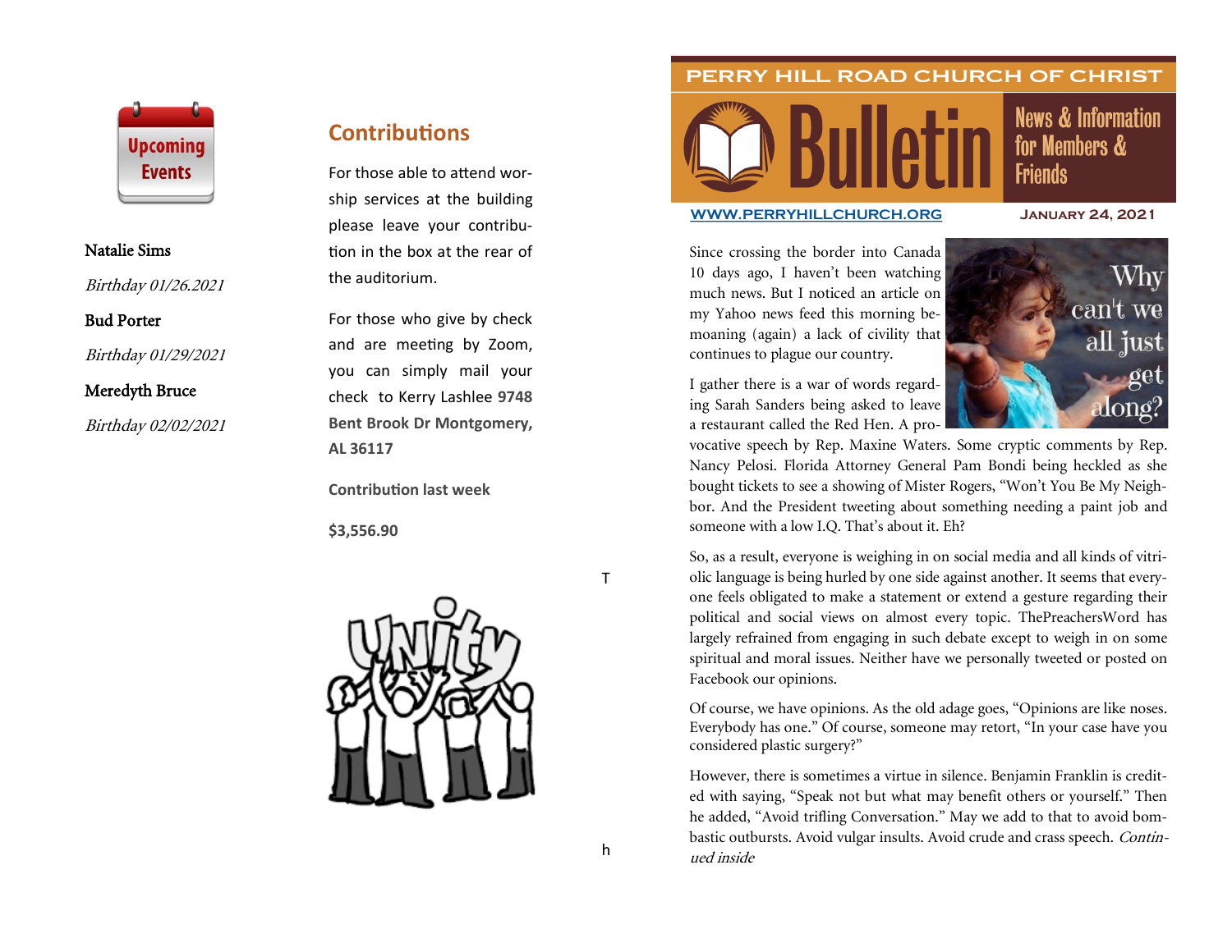## Upcoming Events

**Natalie Sims**

*Birthday 01/26.2021*

**Bud Porter**

*Birthday 01/29/2021*

**Meredyth Bruce**

*Birthday 02/02/2021*

## Contributions

For those able to attend worship services at the building please leave your contribution in the box at the rear of the auditorium.

For those who give by check and are meeting by Zoom, you can simply mail your check to Kerry Lashlee **9748 Bent Brook Dr Montgomery, AL 36117**

**Contribution last week**

**$3,556.90**

T

h

# PERRY HILL ROAD CHURCH OF CHRIST

# Bulletin

News & Information for Members & Friends

WWW.PERRYHILLCHURCH.ORG

**January 24, 2021**

Why can't we all just get along?

Since crossing the border into Canada 10 days ago, I haven't been watching much news. But I noticed an article on my Yahoo news feed this morning bemoaning (again) a lack of civility that continues to plague our country.

I gather there is a war of words regarding Sarah Sanders being asked to leave a restaurant called the Red Hen. A provocative speech by Rep. Maxine Waters. Some cryptic comments by Rep. Nancy Pelosi. Florida Attorney General Pam Bondi being heckled as she bought tickets to see a showing of Mister Rogers, "Won't You Be My Neighbor. And the President tweeting about something needing a paint job and someone with a low I.Q. That's about it. Eh?

So, as a result, everyone is weighing in on social media and all kinds of vitriolic language is being hurled by one side against another. It seems that everyone feels obligated to make a statement or extend a gesture regarding their political and social views on almost every topic. ThePreachersWord has largely refrained from engaging in such debate except to weigh in on some spiritual and moral issues. Neither have we personally tweeted or posted on Facebook our opinions.

Of course, we have opinions. As the old adage goes, "Opinions are like noses. Everybody has one." Of course, someone may retort, "In your case have you considered plastic surgery?"

However, there is sometimes a virtue in silence. Benjamin Franklin is credited with saying, "Speak not but what may benefit others or yourself." Then he added, "Avoid trifling Conversation." May we add to that to avoid bombastic outbursts. Avoid vulgar insults. Avoid crude and crass speech. *Continued inside*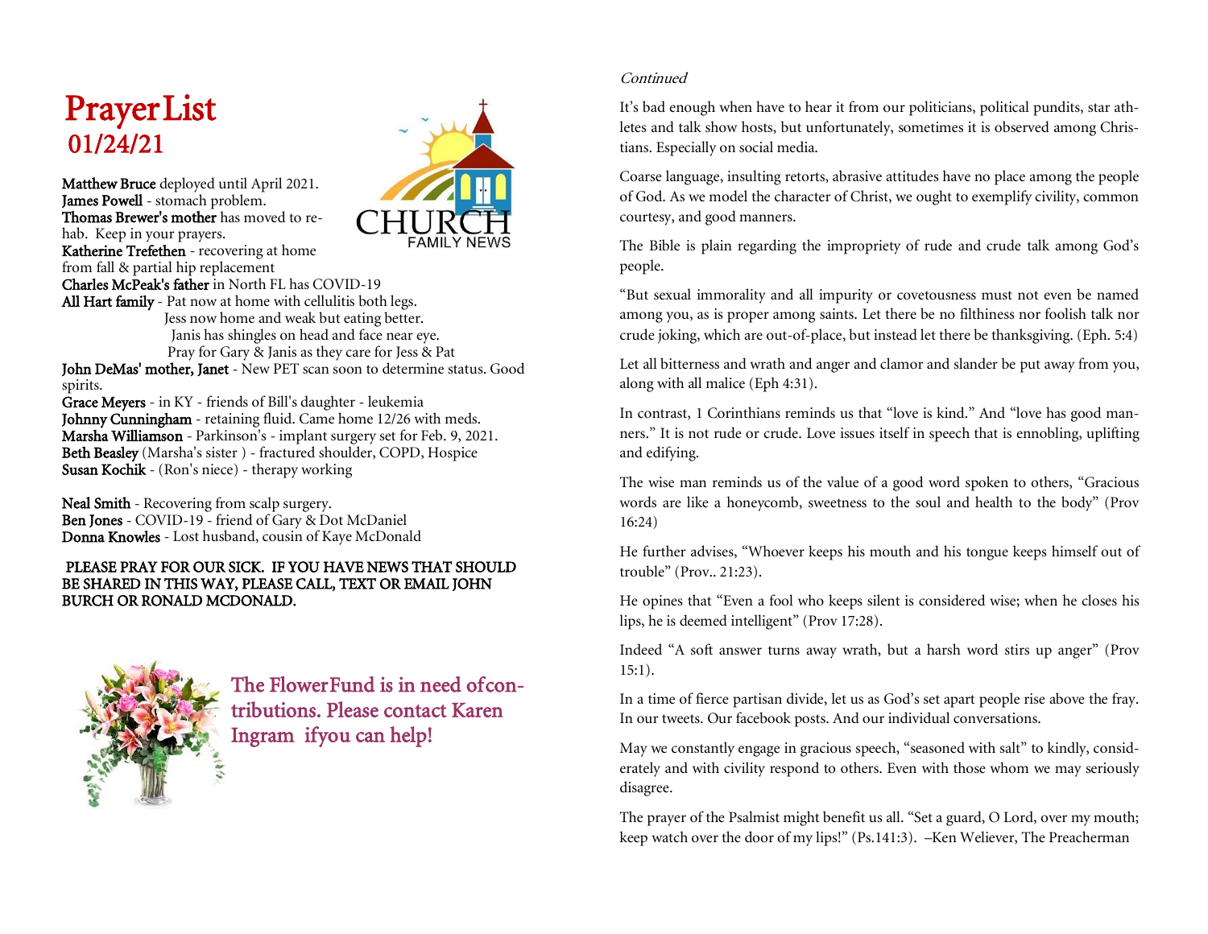# Prayer List
## 01/24/21

**Matthew Bruce** deployed until April 2021.
**James Powell** - stomach problem.
**Thomas Brewer's mother** has moved to rehab. Keep in your prayers.
**Katherine Trefethen** - recovering at home from fall & partial hip replacement
**Charles McPeak's father** in North FL has COVID-19
**All Hart family** - Pat now at home with cellulitis both legs.
Jess now home and weak but eating better.
Janis has shingles on head and face near eye.
Pray for Gary & Janis as they care for Jess & Pat
**John DeMas' mother, Janet** - New PET scan soon to determine status. Good spirits.
**Grace Meyers** - in KY - friends of Bill's daughter - leukemia
**Johnny Cunningham** - retaining fluid. Came home 12/26 with meds.
**Marsha Williamson** - Parkinson's - implant surgery set for Feb. 9, 2021.
**Beth Beasley** (Marsha's sister ) - fractured shoulder, COPD, Hospice
**Susan Kochik** - (Ron's niece) - therapy working

**Neal Smith** - Recovering from scalp surgery.
**Ben Jones** - COVID-19 - friend of Gary & Dot McDaniel
**Donna Knowles** - Lost husband, cousin of Kaye McDonald

PLEASE PRAY FOR OUR SICK. IF YOU HAVE NEWS THAT SHOULD BE SHARED IN THIS WAY, PLEASE CALL, TEXT OR EMAIL JOHN BURCH OR RONALD MCDONALD.

The FlowerFund is in need ofcontributions. Please contact Karen Ingram ifyou can help!

*Continued*

It's bad enough when have to hear it from our politicians, political pundits, star athletes and talk show hosts, but unfortunately, sometimes it is observed among Christians. Especially on social media.

Coarse language, insulting retorts, abrasive attitudes have no place among the people of God. As we model the character of Christ, we ought to exemplify civility, common courtesy, and good manners.

The Bible is plain regarding the impropriety of rude and crude talk among God's people.

"But sexual immorality and all impurity or covetousness must not even be named among you, as is proper among saints. Let there be no filthiness nor foolish talk nor crude joking, which are out-of-place, but instead let there be thanksgiving. (Eph. 5:4)

Let all bitterness and wrath and anger and clamor and slander be put away from you, along with all malice (Eph 4:31).

In contrast, 1 Corinthians reminds us that "love is kind." And "love has good manners." It is not rude or crude. Love issues itself in speech that is ennobling, uplifting and edifying.

The wise man reminds us of the value of a good word spoken to others, "Gracious words are like a honeycomb, sweetness to the soul and health to the body" (Prov 16:24)

He further advises, "Whoever keeps his mouth and his tongue keeps himself out of trouble" (Prov.. 21:23).

He opines that "Even a fool who keeps silent is considered wise; when he closes his lips, he is deemed intelligent" (Prov 17:28).

Indeed "A soft answer turns away wrath, but a harsh word stirs up anger" (Prov 15:1).

In a time of fierce partisan divide, let us as God's set apart people rise above the fray. In our tweets. Our facebook posts. And our individual conversations.

May we constantly engage in gracious speech, "seasoned with salt" to kindly, considerately and with civility respond to others. Even with those whom we may seriously disagree.

The prayer of the Psalmist might benefit us all. "Set a guard, O Lord, over my mouth; keep watch over the door of my lips!" (Ps.141:3). –Ken Weliever, The Preacherman